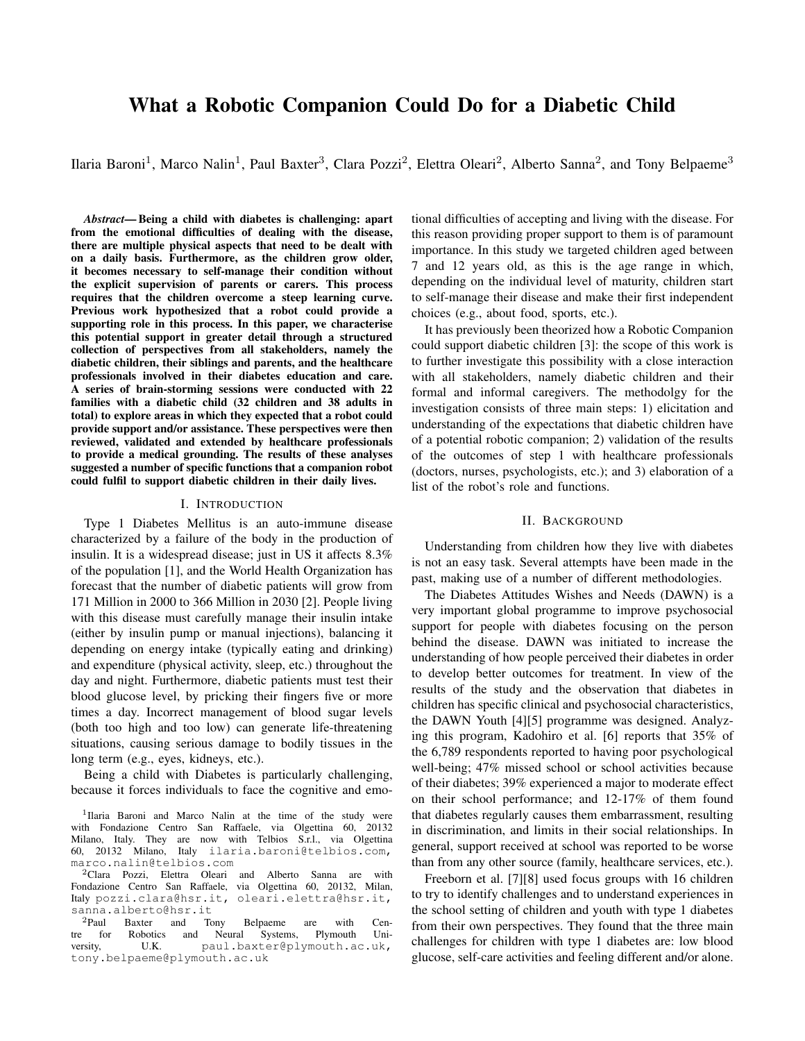# What a Robotic Companion Could Do for a Diabetic Child

Ilaria Baroni[1], Marco Nalin[1], Paul Baxter[3], Clara Pozzi[2], Elettra Oleari[2], Alberto Sanna[2], and Tony Belpaeme[3]

***Abstract*— Being a child with diabetes is challenging: apart from the emotional difficulties of dealing with the disease, there are multiple physical aspects that need to be dealt with on a daily basis. Furthermore, as the children grow older, it becomes necessary to self-manage their condition without the explicit supervision of parents or carers. This process requires that the children overcome a steep learning curve. Previous work hypothesized that a robot could provide a supporting role in this process. In this paper, we characterise this potential support in greater detail through a structured collection of perspectives from all stakeholders, namely the diabetic children, their siblings and parents, and the healthcare professionals involved in their diabetes education and care. A series of brain-storming sessions were conducted with 22 families with a diabetic child (32 children and 38 adults in total) to explore areas in which they expected that a robot could provide support and/or assistance. These perspectives were then reviewed, validated and extended by healthcare professionals to provide a medical grounding. The results of these analyses suggested a number of specific functions that a companion robot could fulfil to support diabetic children in their daily lives.**

## I. INTRODUCTION

Type 1 Diabetes Mellitus is an auto-immune disease characterized by a failure of the body in the production of insulin. It is a widespread disease; just in US it affects 8.3% of the population [1], and the World Health Organization has forecast that the number of diabetic patients will grow from 171 Million in 2000 to 366 Million in 2030 [2]. People living with this disease must carefully manage their insulin intake (either by insulin pump or manual injections), balancing it depending on energy intake (typically eating and drinking) and expenditure (physical activity, sleep, etc.) throughout the day and night. Furthermore, diabetic patients must test their blood glucose level, by pricking their fingers five or more times a day. Incorrect management of blood sugar levels (both too high and too low) can generate life-threatening situations, causing serious damage to bodily tissues in the long term (e.g., eyes, kidneys, etc.).

Being a child with Diabetes is particularly challenging, because it forces individuals to face the cognitive and emotional difficulties of accepting and living with the disease. For this reason providing proper support to them is of paramount importance. In this study we targeted children aged between 7 and 12 years old, as this is the age range in which, depending on the individual level of maturity, children start to self-manage their disease and make their first independent choices (e.g., about food, sports, etc.).

It has previously been theorized how a Robotic Companion could support diabetic children [3]: the scope of this work is to further investigate this possibility with a close interaction with all stakeholders, namely diabetic children and their formal and informal caregivers. The methodolgy for the investigation consists of three main steps: 1) elicitation and understanding of the expectations that diabetic children have of a potential robotic companion; 2) validation of the results of the outcomes of step 1 with healthcare professionals (doctors, nurses, psychologists, etc.); and 3) elaboration of a list of the robot's role and functions.

## II. BACKGROUND

Understanding from children how they live with diabetes is not an easy task. Several attempts have been made in the past, making use of a number of different methodologies.

The Diabetes Attitudes Wishes and Needs (DAWN) is a very important global programme to improve psychosocial support for people with diabetes focusing on the person behind the disease. DAWN was initiated to increase the understanding of how people perceived their diabetes in order to develop better outcomes for treatment. In view of the results of the study and the observation that diabetes in children has specific clinical and psychosocial characteristics, the DAWN Youth [4][5] programme was designed. Analyzing this program, Kadohiro et al. [6] reports that 35% of the 6,789 respondents reported to having poor psychological well-being; 47% missed school or school activities because of their diabetes; 39% experienced a major to moderate effect on their school performance; and 12-17% of them found that diabetes regularly causes them embarrassment, resulting in discrimination, and limits in their social relationships. In general, support received at school was reported to be worse than from any other source (family, healthcare services, etc.).

Freeborn et al. [7][8] used focus groups with 16 children to try to identify challenges and to understand experiences in the school setting of children and youth with type 1 diabetes from their own perspectives. They found that the three main challenges for children with type 1 diabetes are: low blood glucose, self-care activities and feeling different and/or alone.

---

[1]Ilaria Baroni and Marco Nalin at the time of the study were with Fondazione Centro San Raffaele, via Olgettina 60, 20132 Milano, Italy. They are now with Telbios S.r.l., via Olgettina 60, 20132 Milano, Italy ilaria.baroni@telbios.com, marco.nalin@telbios.com

[2]Clara Pozzi, Elettra Oleari and Alberto Sanna are with Fondazione Centro San Raffaele, via Olgettina 60, 20132, Milan, Italy pozzi.clara@hsr.it, oleari.elettra@hsr.it, sanna.alberto@hsr.it

[2]Paul Baxter and Tony Belpaeme are with Centre for Robotics and Neural Systems, Plymouth University, U.K. paul.baxter@plymouth.ac.uk, tony.belpaeme@plymouth.ac.uk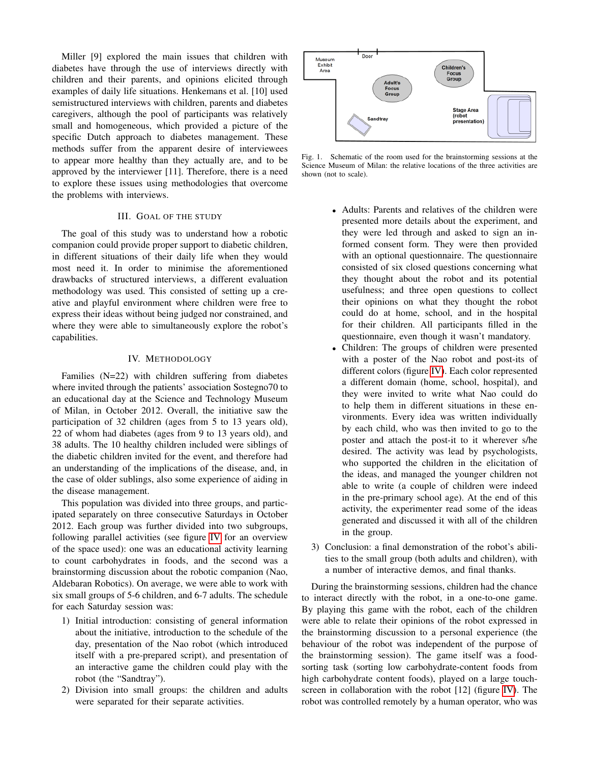Miller [9] explored the main issues that children with diabetes have through the use of interviews directly with children and their parents, and opinions elicited through examples of daily life situations. Henkemans et al. [10] used semistructured interviews with children, parents and diabetes caregivers, although the pool of participants was relatively small and homogeneous, which provided a picture of the specific Dutch approach to diabetes management. These methods suffer from the apparent desire of interviewees to appear more healthy than they actually are, and to be approved by the interviewer [11]. Therefore, there is a need to explore these issues using methodologies that overcome the problems with interviews.

## III. Goal of the Study

The goal of this study was to understand how a robotic companion could provide proper support to diabetic children, in different situations of their daily life when they would most need it. In order to minimise the aforementioned drawbacks of structured interviews, a different evaluation methodology was used. This consisted of setting up a creative and playful environment where children were free to express their ideas without being judged nor constrained, and where they were able to simultaneously explore the robot's capabilities.

## IV. Methodology

Families (N=22) with children suffering from diabetes where invited through the patients' association Sostegno70 to an educational day at the Science and Technology Museum of Milan, in October 2012. Overall, the initiative saw the participation of 32 children (ages from 5 to 13 years old), 22 of whom had diabetes (ages from 9 to 13 years old), and 38 adults. The 10 healthy children included were siblings of the diabetic children invited for the event, and therefore had an understanding of the implications of the disease, and, in the case of older sublings, also some experience of aiding in the disease management.

This population was divided into three groups, and participated separately on three consecutive Saturdays in October 2012. Each group was further divided into two subgroups, following parallel activities (see figure IV for an overview of the space used): one was an educational activity learning to count carbohydrates in foods, and the second was a brainstorming discussion about the robotic companion (Nao, Aldebaran Robotics). On average, we were able to work with six small groups of 5-6 children, and 6-7 adults. The schedule for each Saturday session was:

1) Initial introduction: consisting of general information about the initiative, introduction to the schedule of the day, presentation of the Nao robot (which introduced itself with a pre-prepared script), and presentation of an interactive game the children could play with the robot (the "Sandtray").
2) Division into small groups: the children and adults were separated for their separate activities.
   - Adults: Parents and relatives of the children were presented more details about the experiment, and they were led through and asked to sign an informed consent form. They were then provided with an optional questionnaire. The questionnaire consisted of six closed questions concerning what they thought about the robot and its potential usefulness; and three open questions to collect their opinions on what they thought the robot could do at home, school, and in the hospital for their children. All participants filled in the questionnaire, even though it wasn't mandatory.
   - Children: The groups of children were presented with a poster of the Nao robot and post-its of different colors (figure IV). Each color represented a different domain (home, school, hospital), and they were invited to write what Nao could do to help them in different situations in these environments. Every idea was written individually by each child, who was then invited to go to the poster and attach the post-it to it wherever s/he desired. The activity was lead by psychologists, who supported the children in the elicitation of the ideas, and managed the younger children not able to write (a couple of children were indeed in the pre-primary school age). At the end of this activity, the experimenter read some of the ideas generated and discussed it with all of the children in the group.
3) Conclusion: a final demonstration of the robot's abilities to the small group (both adults and children), with a number of interactive demos, and final thanks.

Fig. 1. Schematic of the room used for the brainstorming sessions at the Science Museum of Milan: the relative locations of the three activities are shown (not to scale).

During the brainstorming sessions, children had the chance to interact directly with the robot, in a one-to-one game. By playing this game with the robot, each of the children were able to relate their opinions of the robot expressed in the brainstorming discussion to a personal experience (the behaviour of the robot was independent of the purpose of the brainstorming session). The game itself was a food-sorting task (sorting low carbohydrate-content foods from high carbohydrate content foods), played on a large touch-screen in collaboration with the robot [12] (figure IV). The robot was controlled remotely by a human operator, who was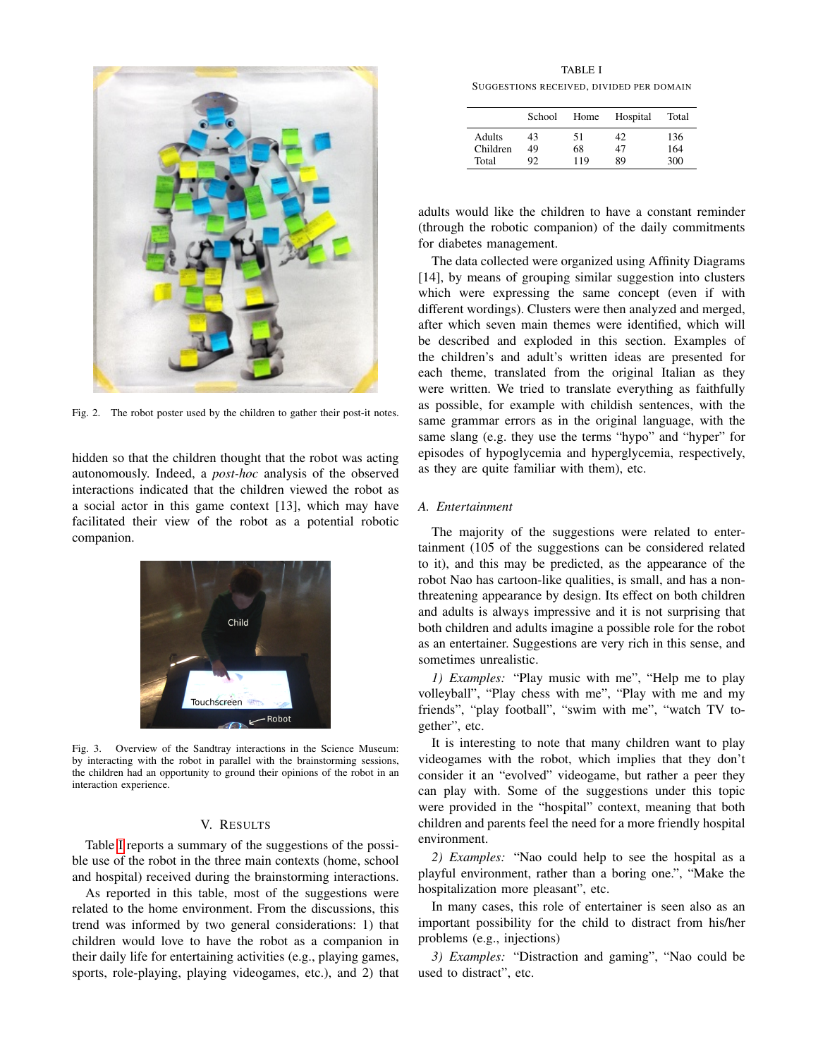Fig. 2. The robot poster used by the children to gather their post-it notes.

hidden so that the children thought that the robot was acting autonomously. Indeed, a *post-hoc* analysis of the observed interactions indicated that the children viewed the robot as a social actor in this game context [13], which may have facilitated their view of the robot as a potential robotic companion.

Fig. 3. Overview of the Sandtray interactions in the Science Museum: by interacting with the robot in parallel with the brainstorming sessions, the children had an opportunity to ground their opinions of the robot in an interaction experience.

## V. Results

Table I reports a summary of the suggestions of the possible use of the robot in the three main contexts (home, school and hospital) received during the brainstorming interactions.

As reported in this table, most of the suggestions were related to the home environment. From the discussions, this trend was informed by two general considerations: 1) that children would love to have the robot as a companion in their daily life for entertaining activities (e.g., playing games, sports, role-playing, playing videogames, etc.), and 2) that

TABLE I
Suggestions received, divided per domain

| | School | Home | Hospital | Total |
|---|---|---|---|---|
| Adults | 43 | 51 | 42 | 136 |
| Children | 49 | 68 | 47 | 164 |
| Total | 92 | 119 | 89 | 300 |

adults would like the children to have a constant reminder (through the robotic companion) of the daily commitments for diabetes management.

The data collected were organized using Affinity Diagrams [14], by means of grouping similar suggestion into clusters which were expressing the same concept (even if with different wordings). Clusters were then analyzed and merged, after which seven main themes were identified, which will be described and exploded in this section. Examples of the children's and adult's written ideas are presented for each theme, translated from the original Italian as they were written. We tried to translate everything as faithfully as possible, for example with childish sentences, with the same grammar errors as in the original language, with the same slang (e.g. they use the terms "hypo" and "hyper" for episodes of hypoglycemia and hyperglycemia, respectively, as they are quite familiar with them), etc.

### A. Entertainment

The majority of the suggestions were related to entertainment (105 of the suggestions can be considered related to it), and this may be predicted, as the appearance of the robot Nao has cartoon-like qualities, is small, and has a non-threatening appearance by design. Its effect on both children and adults is always impressive and it is not surprising that both children and adults imagine a possible role for the robot as an entertainer. Suggestions are very rich in this sense, and sometimes unrealistic.

*1) Examples:* "Play music with me", "Help me to play volleyball", "Play chess with me", "Play with me and my friends", "play football", "swim with me", "watch TV together", etc.

It is interesting to note that many children want to play videogames with the robot, which implies that they don't consider it an "evolved" videogame, but rather a peer they can play with. Some of the suggestions under this topic were provided in the "hospital" context, meaning that both children and parents feel the need for a more friendly hospital environment.

*2) Examples:* "Nao could help to see the hospital as a playful environment, rather than a boring one.", "Make the hospitalization more pleasant", etc.

In many cases, this role of entertainer is seen also as an important possibility for the child to distract from his/her problems (e.g., injections)

*3) Examples:* "Distraction and gaming", "Nao could be used to distract", etc.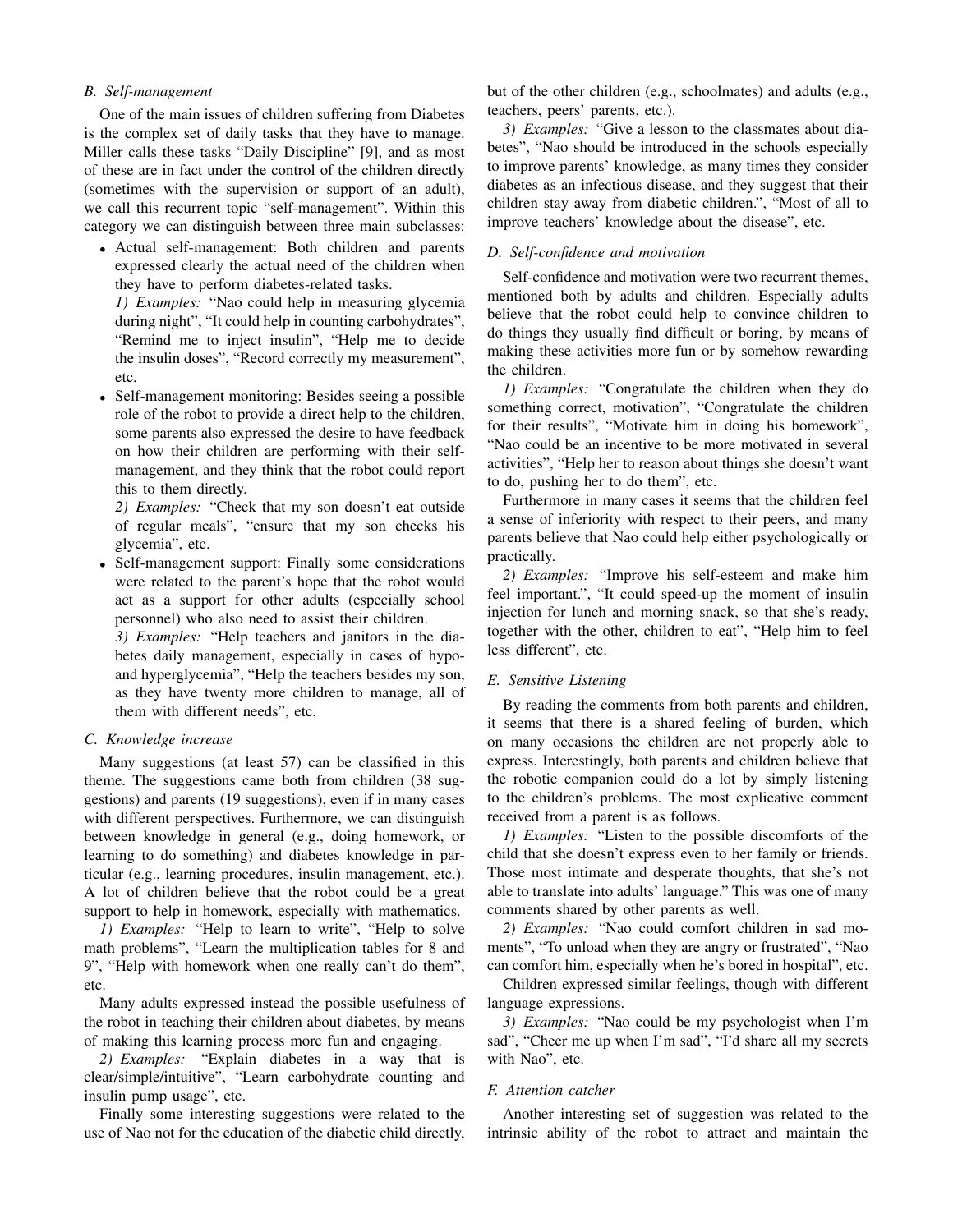### B. Self-management

One of the main issues of children suffering from Diabetes is the complex set of daily tasks that they have to manage. Miller calls these tasks "Daily Discipline" [9], and as most of these are in fact under the control of the children directly (sometimes with the supervision or support of an adult), we call this recurrent topic "self-management". Within this category we can distinguish between three main subclasses:

- Actual self-management: Both children and parents expressed clearly the actual need of the children when they have to perform diabetes-related tasks.
  *1) Examples:* "Nao could help in measuring glycemia during night", "It could help in counting carbohydrates", "Remind me to inject insulin", "Help me to decide the insulin doses", "Record correctly my measurement", etc.
- Self-management monitoring: Besides seeing a possible role of the robot to provide a direct help to the children, some parents also expressed the desire to have feedback on how their children are performing with their self-management, and they think that the robot could report this to them directly.
  *2) Examples:* "Check that my son doesn't eat outside of regular meals", "ensure that my son checks his glycemia", etc.
- Self-management support: Finally some considerations were related to the parent's hope that the robot would act as a support for other adults (especially school personnel) who also need to assist their children.
  *3) Examples:* "Help teachers and janitors in the diabetes daily management, especially in cases of hypo- and hyperglycemia", "Help the teachers besides my son, as they have twenty more children to manage, all of them with different needs", etc.

### C. Knowledge increase

Many suggestions (at least 57) can be classified in this theme. The suggestions came both from children (38 suggestions) and parents (19 suggestions), even if in many cases with different perspectives. Furthermore, we can distinguish between knowledge in general (e.g., doing homework, or learning to do something) and diabetes knowledge in particular (e.g., learning procedures, insulin management, etc.). A lot of children believe that the robot could be a great support to help in homework, especially with mathematics.

*1) Examples:* "Help to learn to write", "Help to solve math problems", "Learn the multiplication tables for 8 and 9", "Help with homework when one really can't do them", etc.

Many adults expressed instead the possible usefulness of the robot in teaching their children about diabetes, by means of making this learning process more fun and engaging.

*2) Examples:* "Explain diabetes in a way that is clear/simple/intuitive", "Learn carbohydrate counting and insulin pump usage", etc.

Finally some interesting suggestions were related to the use of Nao not for the education of the diabetic child directly, but of the other children (e.g., schoolmates) and adults (e.g., teachers, peers' parents, etc.).

*3) Examples:* "Give a lesson to the classmates about diabetes", "Nao should be introduced in the schools especially to improve parents' knowledge, as many times they consider diabetes as an infectious disease, and they suggest that their children stay away from diabetic children.", "Most of all to improve teachers' knowledge about the disease", etc.

### D. Self-confidence and motivation

Self-confidence and motivation were two recurrent themes, mentioned both by adults and children. Especially adults believe that the robot could help to convince children to do things they usually find difficult or boring, by means of making these activities more fun or by somehow rewarding the children.

*1) Examples:* "Congratulate the children when they do something correct, motivation", "Congratulate the children for their results", "Motivate him in doing his homework", "Nao could be an incentive to be more motivated in several activities", "Help her to reason about things she doesn't want to do, pushing her to do them", etc.

Furthermore in many cases it seems that the children feel a sense of inferiority with respect to their peers, and many parents believe that Nao could help either psychologically or practically.

*2) Examples:* "Improve his self-esteem and make him feel important.", "It could speed-up the moment of insulin injection for lunch and morning snack, so that she's ready, together with the other, children to eat", "Help him to feel less different", etc.

### E. Sensitive Listening

By reading the comments from both parents and children, it seems that there is a shared feeling of burden, which on many occasions the children are not properly able to express. Interestingly, both parents and children believe that the robotic companion could do a lot by simply listening to the children's problems. The most explicative comment received from a parent is as follows.

*1) Examples:* "Listen to the possible discomforts of the child that she doesn't express even to her family or friends. Those most intimate and desperate thoughts, that she's not able to translate into adults' language." This was one of many comments shared by other parents as well.

*2) Examples:* "Nao could comfort children in sad moments", "To unload when they are angry or frustrated", "Nao can comfort him, especially when he's bored in hospital", etc.

Children expressed similar feelings, though with different language expressions.

*3) Examples:* "Nao could be my psychologist when I'm sad", "Cheer me up when I'm sad", "I'd share all my secrets with Nao", etc.

### F. Attention catcher

Another interesting set of suggestion was related to the intrinsic ability of the robot to attract and maintain the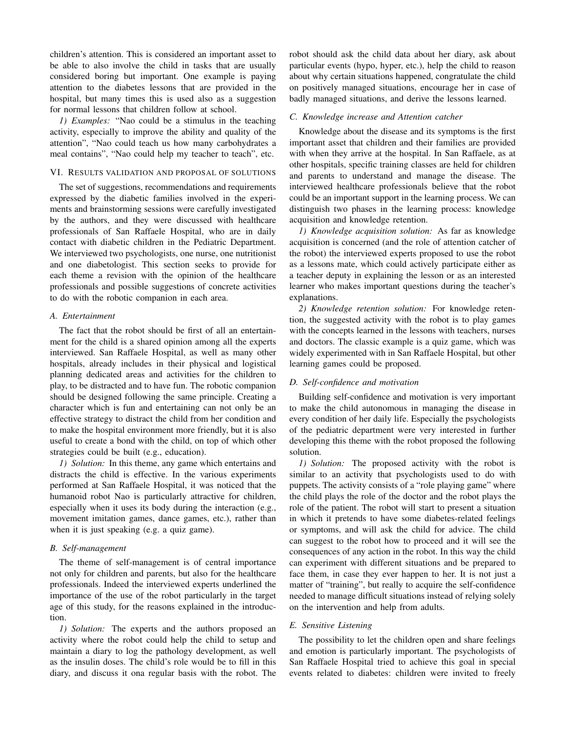children's attention. This is considered an important asset to be able to also involve the child in tasks that are usually considered boring but important. One example is paying attention to the diabetes lessons that are provided in the hospital, but many times this is used also as a suggestion for normal lessons that children follow at school.

*1) Examples:* "Nao could be a stimulus in the teaching activity, especially to improve the ability and quality of the attention", "Nao could teach us how many carbohydrates a meal contains", "Nao could help my teacher to teach", etc.

## VI. Results validation and proposal of solutions

The set of suggestions, recommendations and requirements expressed by the diabetic families involved in the experiments and brainstorming sessions were carefully investigated by the authors, and they were discussed with healthcare professionals of San Raffaele Hospital, who are in daily contact with diabetic children in the Pediatric Department. We interviewed two psychologists, one nurse, one nutritionist and one diabetologist. This section seeks to provide for each theme a revision with the opinion of the healthcare professionals and possible suggestions of concrete activities to do with the robotic companion in each area.

### A. Entertainment

The fact that the robot should be first of all an entertainment for the child is a shared opinion among all the experts interviewed. San Raffaele Hospital, as well as many other hospitals, already includes in their physical and logistical planning dedicated areas and activities for the children to play, to be distracted and to have fun. The robotic companion should be designed following the same principle. Creating a character which is fun and entertaining can not only be an effective strategy to distract the child from her condition and to make the hospital environment more friendly, but it is also useful to create a bond with the child, on top of which other strategies could be built (e.g., education).

*1) Solution:* In this theme, any game which entertains and distracts the child is effective. In the various experiments performed at San Raffaele Hospital, it was noticed that the humanoid robot Nao is particularly attractive for children, especially when it uses its body during the interaction (e.g., movement imitation games, dance games, etc.), rather than when it is just speaking (e.g. a quiz game).

### B. Self-management

The theme of self-management is of central importance not only for children and parents, but also for the healthcare professionals. Indeed the interviewed experts underlined the importance of the use of the robot particularly in the target age of this study, for the reasons explained in the introduction.

*1) Solution:* The experts and the authors proposed an activity where the robot could help the child to setup and maintain a diary to log the pathology development, as well as the insulin doses. The child's role would be to fill in this diary, and discuss it ona regular basis with the robot. The robot should ask the child data about her diary, ask about particular events (hypo, hyper, etc.), help the child to reason about why certain situations happened, congratulate the child on positively managed situations, encourage her in case of badly managed situations, and derive the lessons learned.

### C. Knowledge increase and Attention catcher

Knowledge about the disease and its symptoms is the first important asset that children and their families are provided with when they arrive at the hospital. In San Raffaele, as at other hospitals, specific training classes are held for children and parents to understand and manage the disease. The interviewed healthcare professionals believe that the robot could be an important support in the learning process. We can distinguish two phases in the learning process: knowledge acquisition and knowledge retention.

*1) Knowledge acquisition solution:* As far as knowledge acquisition is concerned (and the role of attention catcher of the robot) the interviewed experts proposed to use the robot as a lessons mate, which could actively participate either as a teacher deputy in explaining the lesson or as an interested learner who makes important questions during the teacher's explanations.

*2) Knowledge retention solution:* For knowledge retention, the suggested activity with the robot is to play games with the concepts learned in the lessons with teachers, nurses and doctors. The classic example is a quiz game, which was widely experimented with in San Raffaele Hospital, but other learning games could be proposed.

### D. Self-confidence and motivation

Building self-confidence and motivation is very important to make the child autonomous in managing the disease in every condition of her daily life. Especially the psychologists of the pediatric department were very interested in further developing this theme with the robot proposed the following solution.

*1) Solution:* The proposed activity with the robot is similar to an activity that psychologists used to do with puppets. The activity consists of a "role playing game" where the child plays the role of the doctor and the robot plays the role of the patient. The robot will start to present a situation in which it pretends to have some diabetes-related feelings or symptoms, and will ask the child for advice. The child can suggest to the robot how to proceed and it will see the consequences of any action in the robot. In this way the child can experiment with different situations and be prepared to face them, in case they ever happen to her. It is not just a matter of "training", but really to acquire the self-confidence needed to manage difficult situations instead of relying solely on the intervention and help from adults.

### E. Sensitive Listening

The possibility to let the children open and share feelings and emotion is particularly important. The psychologists of San Raffaele Hospital tried to achieve this goal in special events related to diabetes: children were invited to freely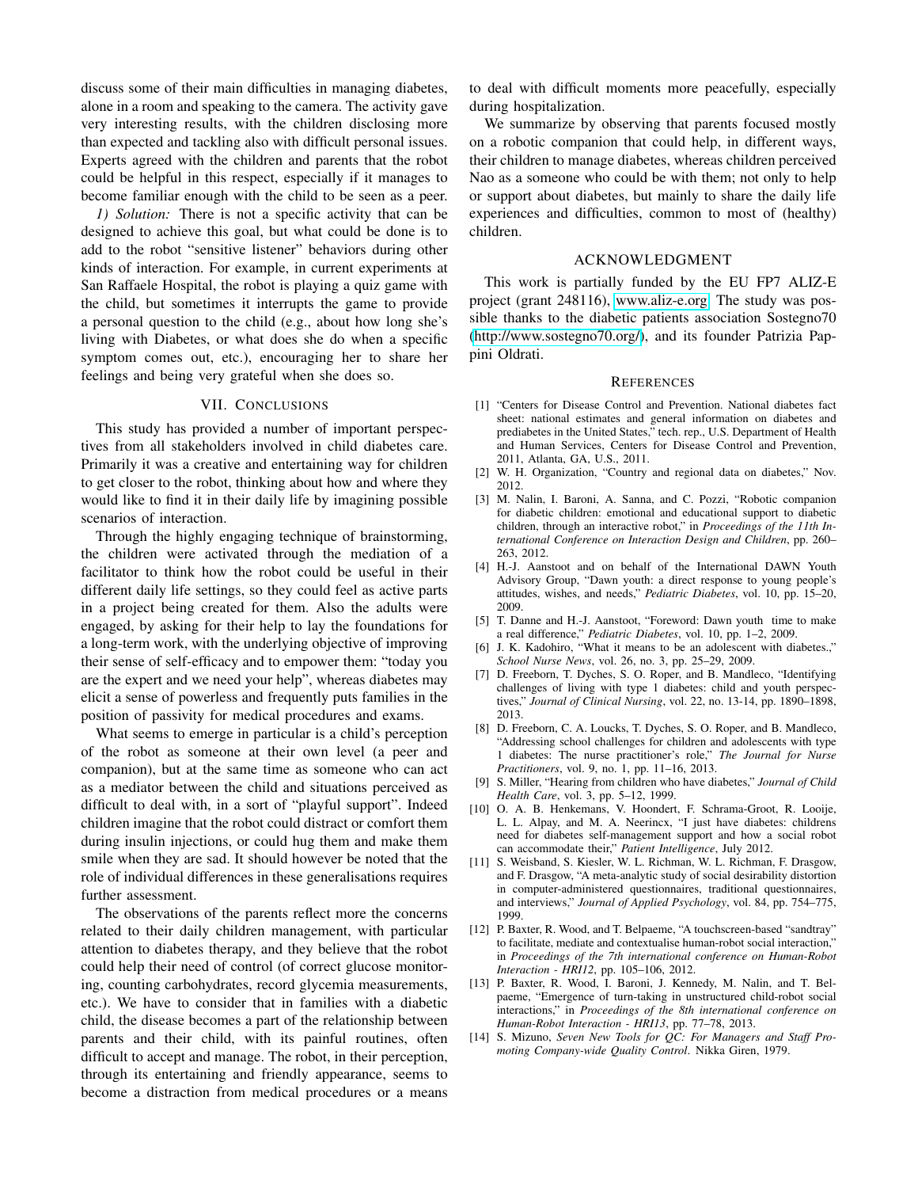discuss some of their main difficulties in managing diabetes, alone in a room and speaking to the camera. The activity gave very interesting results, with the children disclosing more than expected and tackling also with difficult personal issues. Experts agreed with the children and parents that the robot could be helpful in this respect, especially if it manages to become familiar enough with the child to be seen as a peer.

*1) Solution:* There is not a specific activity that can be designed to achieve this goal, but what could be done is to add to the robot "sensitive listener" behaviors during other kinds of interaction. For example, in current experiments at San Raffaele Hospital, the robot is playing a quiz game with the child, but sometimes it interrupts the game to provide a personal question to the child (e.g., about how long she's living with Diabetes, or what does she do when a specific symptom comes out, etc.), encouraging her to share her feelings and being very grateful when she does so.

## VII. Conclusions

This study has provided a number of important perspectives from all stakeholders involved in child diabetes care. Primarily it was a creative and entertaining way for children to get closer to the robot, thinking about how and where they would like to find it in their daily life by imagining possible scenarios of interaction.

Through the highly engaging technique of brainstorming, the children were activated through the mediation of a facilitator to think how the robot could be useful in their different daily life settings, so they could feel as active parts in a project being created for them. Also the adults were engaged, by asking for their help to lay the foundations for a long-term work, with the underlying objective of improving their sense of self-efficacy and to empower them: "today you are the expert and we need your help", whereas diabetes may elicit a sense of powerless and frequently puts families in the position of passivity for medical procedures and exams.

What seems to emerge in particular is a child's perception of the robot as someone at their own level (a peer and companion), but at the same time as someone who can act as a mediator between the child and situations perceived as difficult to deal with, in a sort of "playful support". Indeed children imagine that the robot could distract or comfort them during insulin injections, or could hug them and make them smile when they are sad. It should however be noted that the role of individual differences in these generalisations requires further assessment.

The observations of the parents reflect more the concerns related to their daily children management, with particular attention to diabetes therapy, and they believe that the robot could help their need of control (of correct glucose monitoring, counting carbohydrates, record glycemia measurements, etc.). We have to consider that in families with a diabetic child, the disease becomes a part of the relationship between parents and their child, with its painful routines, often difficult to accept and manage. The robot, in their perception, through its entertaining and friendly appearance, seems to become a distraction from medical procedures or a means to deal with difficult moments more peacefully, especially during hospitalization.

We summarize by observing that parents focused mostly on a robotic companion that could help, in different ways, their children to manage diabetes, whereas children perceived Nao as a someone who could be with them; not only to help or support about diabetes, but mainly to share the daily life experiences and difficulties, common to most of (healthy) children.

## Acknowledgment

This work is partially funded by the EU FP7 ALIZ-E project (grant 248116), www.aliz-e.org. The study was possible thanks to the diabetic patients association Sostegno70 (http://www.sostegno70.org/), and its founder Patrizia Pappini Oldrati.

## References

[1] "Centers for Disease Control and Prevention. National diabetes fact sheet: national estimates and general information on diabetes and prediabetes in the United States," tech. rep., U.S. Department of Health and Human Services, Centers for Disease Control and Prevention, 2011, Atlanta, GA, U.S., 2011.

[2] W. H. Organization, "Country and regional data on diabetes," Nov. 2012.

[3] M. Nalin, I. Baroni, A. Sanna, and C. Pozzi, "Robotic companion for diabetic children: emotional and educational support to diabetic children, through an interactive robot," in *Proceedings of the 11th International Conference on Interaction Design and Children*, pp. 260–263, 2012.

[4] H.-J. Aanstoot and on behalf of the International DAWN Youth Advisory Group, "Dawn youth: a direct response to young people's attitudes, wishes, and needs," *Pediatric Diabetes*, vol. 10, pp. 15–20, 2009.

[5] T. Danne and H.-J. Aanstoot, "Foreword: Dawn youth time to make a real difference," *Pediatric Diabetes*, vol. 10, pp. 1–2, 2009.

[6] J. K. Kadohiro, "What it means to be an adolescent with diabetes.," *School Nurse News*, vol. 26, no. 3, pp. 25–29, 2009.

[7] D. Freeborn, T. Dyches, S. O. Roper, and B. Mandleco, "Identifying challenges of living with type 1 diabetes: child and youth perspectives," *Journal of Clinical Nursing*, vol. 22, no. 13-14, pp. 1890–1898, 2013.

[8] D. Freeborn, C. A. Loucks, T. Dyches, S. O. Roper, and B. Mandleco, "Addressing school challenges for children and adolescents with type 1 diabetes: The nurse practitioner's role," *The Journal for Nurse Practitioners*, vol. 9, no. 1, pp. 11–16, 2013.

[9] S. Miller, "Hearing from children who have diabetes," *Journal of Child Health Care*, vol. 3, pp. 5–12, 1999.

[10] O. A. B. Henkemans, V. Hoondert, F. Schrama-Groot, R. Looije, L. L. Alpay, and M. A. Neerincx, "I just have diabetes: childrens need for diabetes self-management support and how a social robot can accommodate their," *Patient Intelligence*, July 2012.

[11] S. Weisband, S. Kiesler, W. L. Richman, W. L. Richman, F. Drasgow, and F. Drasgow, "A meta-analytic study of social desirability distortion in computer-administered questionnaires, traditional questionnaires, and interviews," *Journal of Applied Psychology*, vol. 84, pp. 754–775, 1999.

[12] P. Baxter, R. Wood, and T. Belpaeme, "A touchscreen-based "sandtray" to facilitate, mediate and contextualise human-robot social interaction," in *Proceedings of the 7th international conference on Human-Robot Interaction - HRI12*, pp. 105–106, 2012.

[13] P. Baxter, R. Wood, I. Baroni, J. Kennedy, M. Nalin, and T. Belpaeme, "Emergence of turn-taking in unstructured child-robot social interactions," in *Proceedings of the 8th international conference on Human-Robot Interaction - HRI13*, pp. 77–78, 2013.

[14] S. Mizuno, *Seven New Tools for QC: For Managers and Staff Promoting Company-wide Quality Control*. Nikka Giren, 1979.